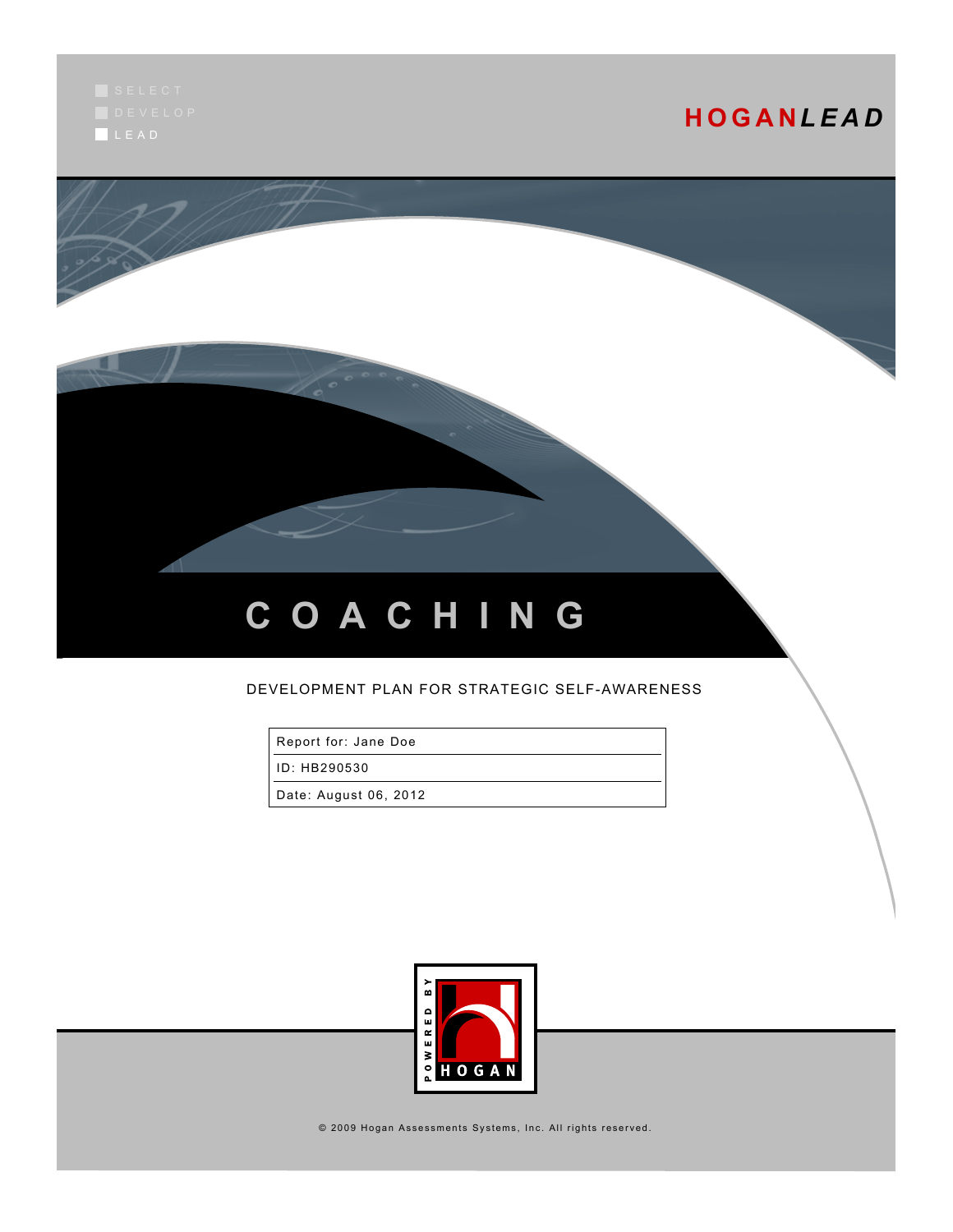SELECT
DEVELOP
LEAD

**HOGAN*LEAD***

# C O A C H I N G

DEVELOPMENT PLAN FOR STRATEGIC SELF-AWARENESS

| Report for: Jane Doe |
| --- |
| ID: HB290530 |
| Date: August 06, 2012 |

POWERED BY HOGAN

© 2009 Hogan Assessments Systems, Inc. All rights reserved.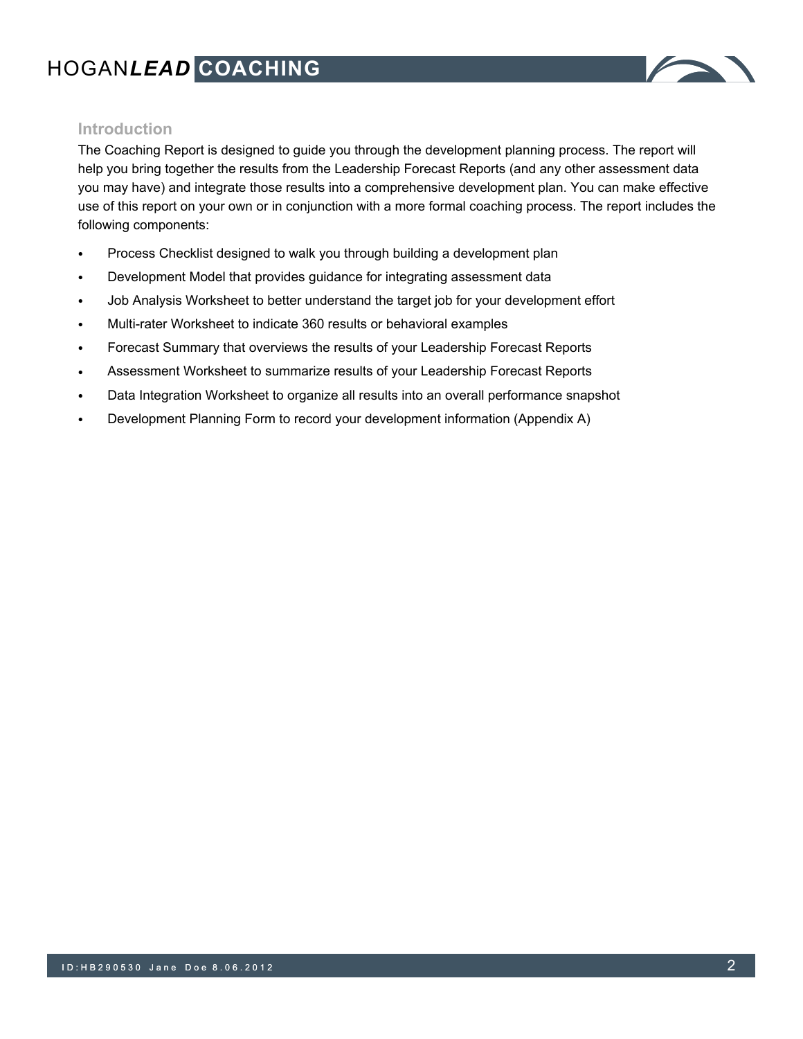## Introduction

The Coaching Report is designed to guide you through the development planning process. The report will help you bring together the results from the Leadership Forecast Reports (and any other assessment data you may have) and integrate those results into a comprehensive development plan. You can make effective use of this report on your own or in conjunction with a more formal coaching process. The report includes the following components:

- Process Checklist designed to walk you through building a development plan
- Development Model that provides guidance for integrating assessment data
- Job Analysis Worksheet to better understand the target job for your development effort
- Multi-rater Worksheet to indicate 360 results or behavioral examples
- Forecast Summary that overviews the results of your Leadership Forecast Reports
- Assessment Worksheet to summarize results of your Leadership Forecast Reports
- Data Integration Worksheet to organize all results into an overall performance snapshot
- Development Planning Form to record your development information (Appendix A)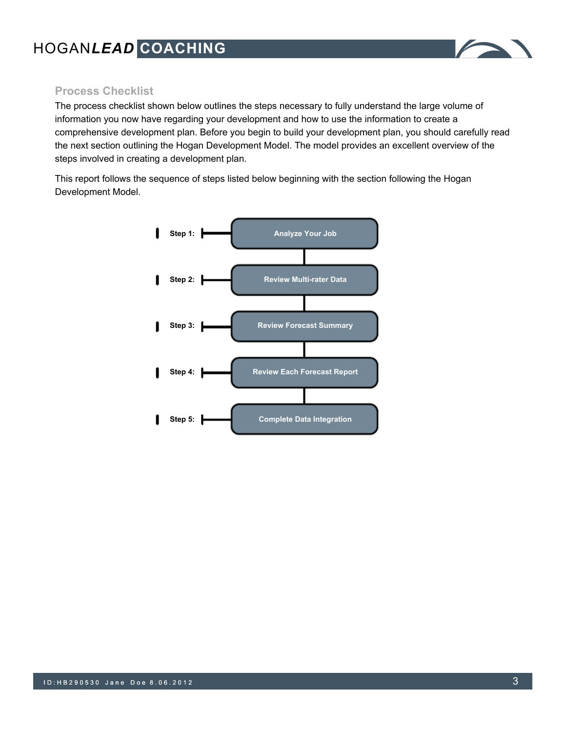## Process Checklist

The process checklist shown below outlines the steps necessary to fully understand the large volume of information you now have regarding your development and how to use the information to create a comprehensive development plan. Before you begin to build your development plan, you should carefully read the next section outlining the Hogan Development Model. The model provides an excellent overview of the steps involved in creating a development plan.

This report follows the sequence of steps listed below beginning with the section following the Hogan Development Model.

- **Step 1:** Analyze Your Job
- **Step 2:** Review Multi-rater Data
- **Step 3:** Review Forecast Summary
- **Step 4:** Review Each Forecast Report
- **Step 5:** Complete Data Integration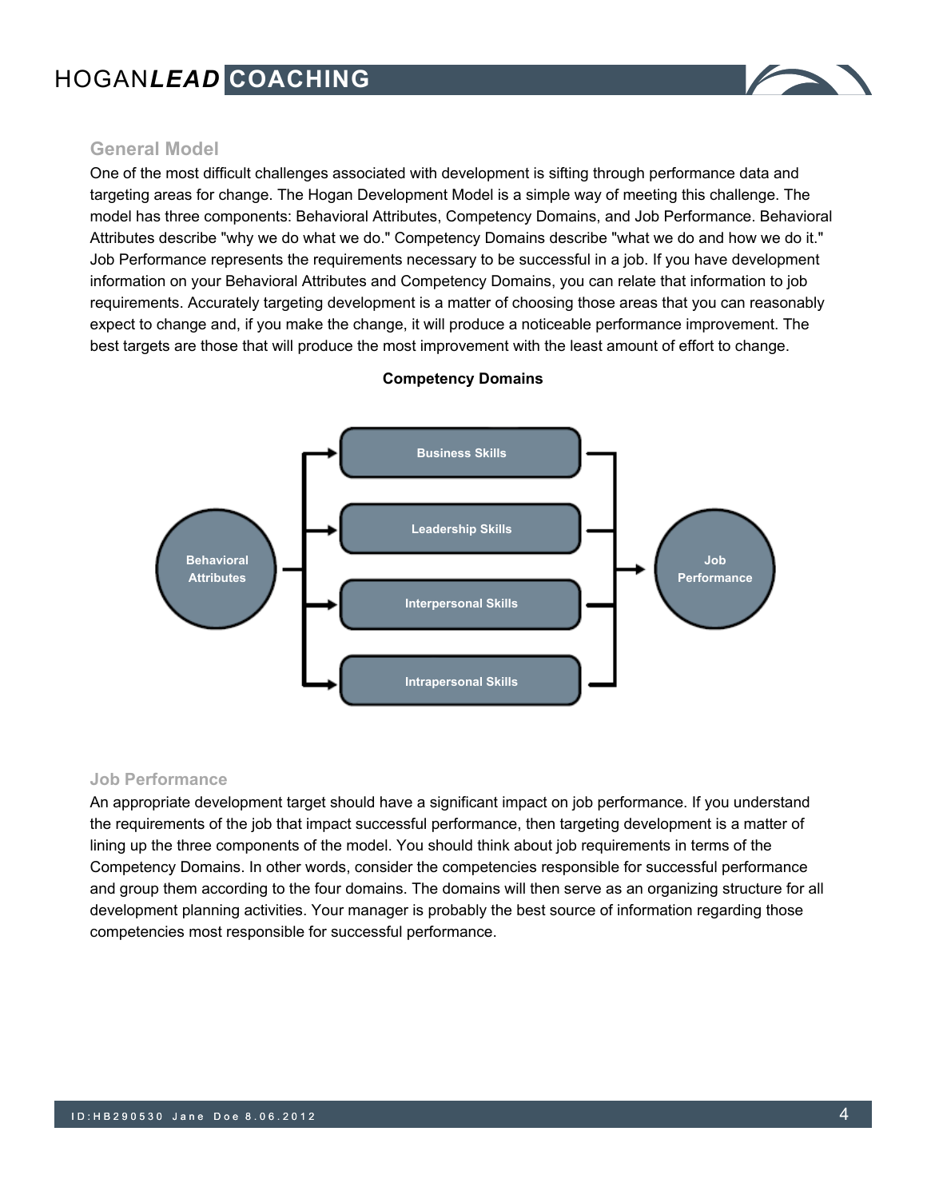## General Model

One of the most difficult challenges associated with development is sifting through performance data and targeting areas for change. The Hogan Development Model is a simple way of meeting this challenge. The model has three components: Behavioral Attributes, Competency Domains, and Job Performance. Behavioral Attributes describe "why we do what we do." Competency Domains describe "what we do and how we do it." Job Performance represents the requirements necessary to be successful in a job. If you have development information on your Behavioral Attributes and Competency Domains, you can relate that information to job requirements. Accurately targeting development is a matter of choosing those areas that you can reasonably expect to change and, if you make the change, it will produce a noticeable performance improvement. The best targets are those that will produce the most improvement with the least amount of effort to change.

**Competency Domains**

Behavioral Attributes → Business Skills / Leadership Skills / Interpersonal Skills / Intrapersonal Skills → Job Performance

## Job Performance

An appropriate development target should have a significant impact on job performance. If you understand the requirements of the job that impact successful performance, then targeting development is a matter of lining up the three components of the model. You should think about job requirements in terms of the Competency Domains. In other words, consider the competencies responsible for successful performance and group them according to the four domains. The domains will then serve as an organizing structure for all development planning activities. Your manager is probably the best source of information regarding those competencies most responsible for successful performance.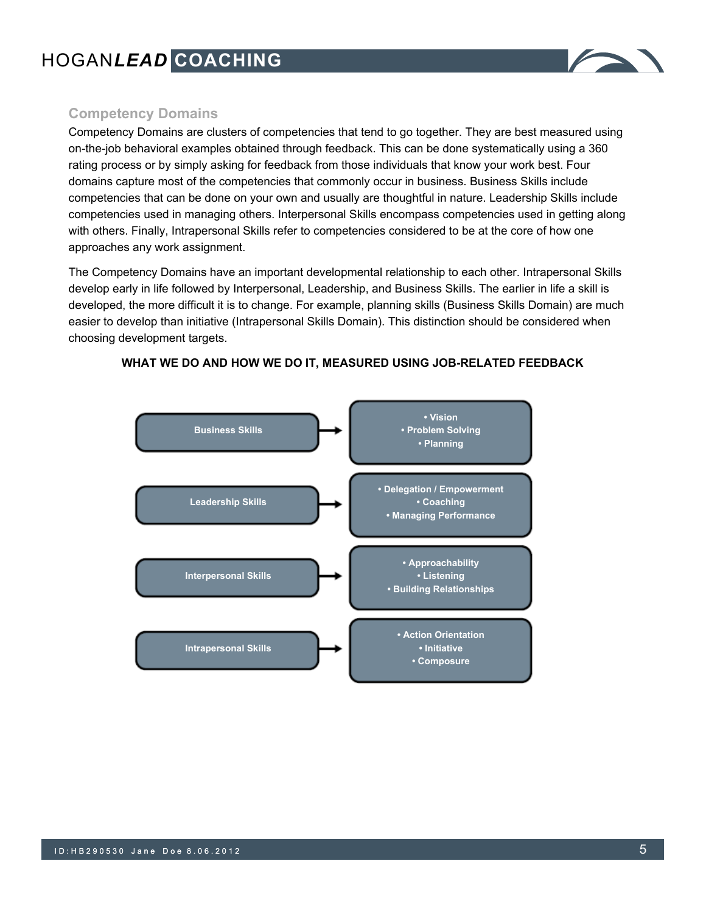## Competency Domains

Competency Domains are clusters of competencies that tend to go together. They are best measured using on-the-job behavioral examples obtained through feedback. This can be done systematically using a 360 rating process or by simply asking for feedback from those individuals that know your work best. Four domains capture most of the competencies that commonly occur in business. Business Skills include competencies that can be done on your own and usually are thoughtful in nature. Leadership Skills include competencies used in managing others. Interpersonal Skills encompass competencies used in getting along with others. Finally, Intrapersonal Skills refer to competencies considered to be at the core of how one approaches any work assignment.

The Competency Domains have an important developmental relationship to each other. Intrapersonal Skills develop early in life followed by Interpersonal, Leadership, and Business Skills. The earlier in life a skill is developed, the more difficult it is to change. For example, planning skills (Business Skills Domain) are much easier to develop than initiative (Intrapersonal Skills Domain). This distinction should be considered when choosing development targets.

**WHAT WE DO AND HOW WE DO IT, MEASURED USING JOB-RELATED FEEDBACK**

| Domain | Competencies |
| --- | --- |
| Business Skills | • Vision<br>• Problem Solving<br>• Planning |
| Leadership Skills | • Delegation / Empowerment<br>• Coaching<br>• Managing Performance |
| Interpersonal Skills | • Approachability<br>• Listening<br>• Building Relationships |
| Intrapersonal Skills | • Action Orientation<br>• Initiative<br>• Composure |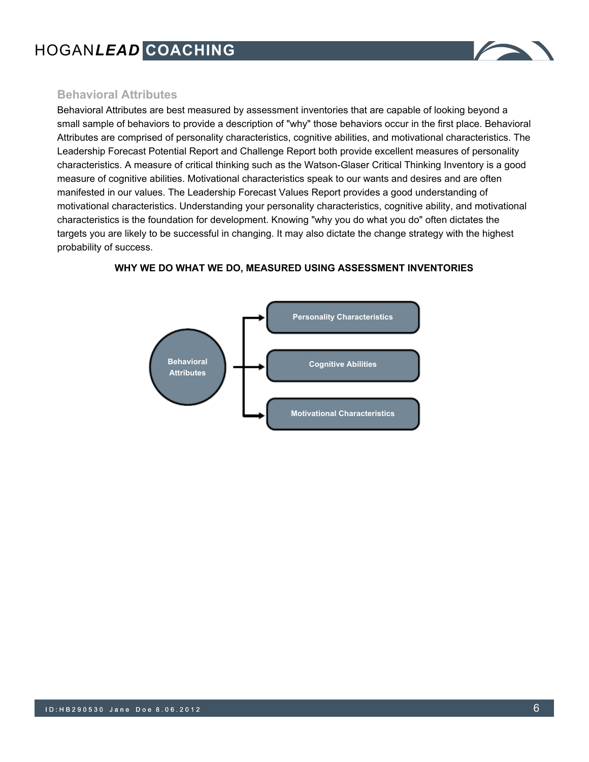## Behavioral Attributes

Behavioral Attributes are best measured by assessment inventories that are capable of looking beyond a small sample of behaviors to provide a description of "why" those behaviors occur in the first place. Behavioral Attributes are comprised of personality characteristics, cognitive abilities, and motivational characteristics. The Leadership Forecast Potential Report and Challenge Report both provide excellent measures of personality characteristics. A measure of critical thinking such as the Watson-Glaser Critical Thinking Inventory is a good measure of cognitive abilities. Motivational characteristics speak to our wants and desires and are often manifested in our values. The Leadership Forecast Values Report provides a good understanding of motivational characteristics. Understanding your personality characteristics, cognitive ability, and motivational characteristics is the foundation for development. Knowing "why you do what you do" often dictates the targets you are likely to be successful in changing. It may also dictate the change strategy with the highest probability of success.

**WHY WE DO WHAT WE DO, MEASURED USING ASSESSMENT INVENTORIES**

Behavioral Attributes

- Personality Characteristics
- Cognitive Abilities
- Motivational Characteristics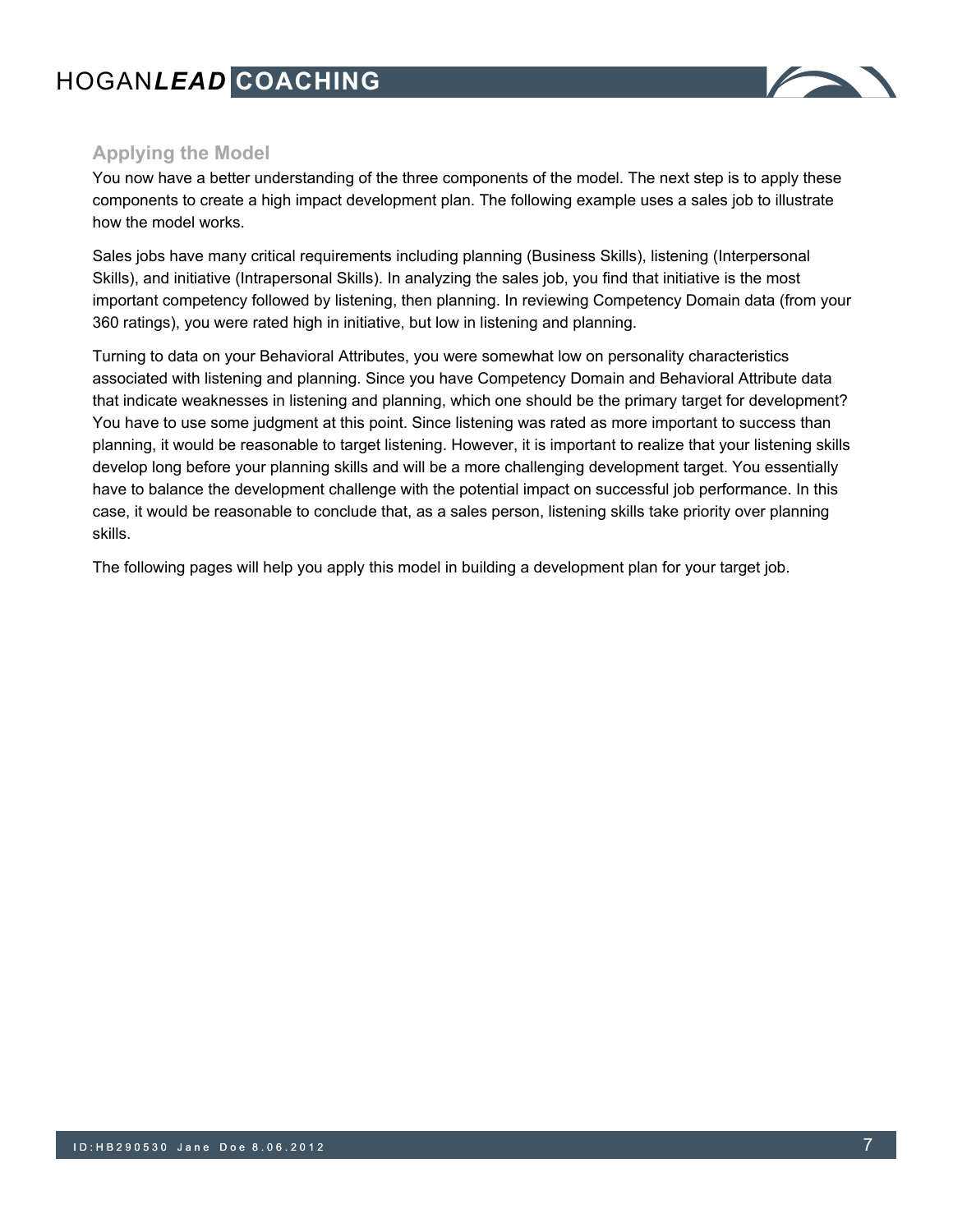## Applying the Model

You now have a better understanding of the three components of the model. The next step is to apply these components to create a high impact development plan. The following example uses a sales job to illustrate how the model works.

Sales jobs have many critical requirements including planning (Business Skills), listening (Interpersonal Skills), and initiative (Intrapersonal Skills). In analyzing the sales job, you find that initiative is the most important competency followed by listening, then planning. In reviewing Competency Domain data (from your 360 ratings), you were rated high in initiative, but low in listening and planning.

Turning to data on your Behavioral Attributes, you were somewhat low on personality characteristics associated with listening and planning. Since you have Competency Domain and Behavioral Attribute data that indicate weaknesses in listening and planning, which one should be the primary target for development? You have to use some judgment at this point. Since listening was rated as more important to success than planning, it would be reasonable to target listening. However, it is important to realize that your listening skills develop long before your planning skills and will be a more challenging development target. You essentially have to balance the development challenge with the potential impact on successful job performance. In this case, it would be reasonable to conclude that, as a sales person, listening skills take priority over planning skills.

The following pages will help you apply this model in building a development plan for your target job.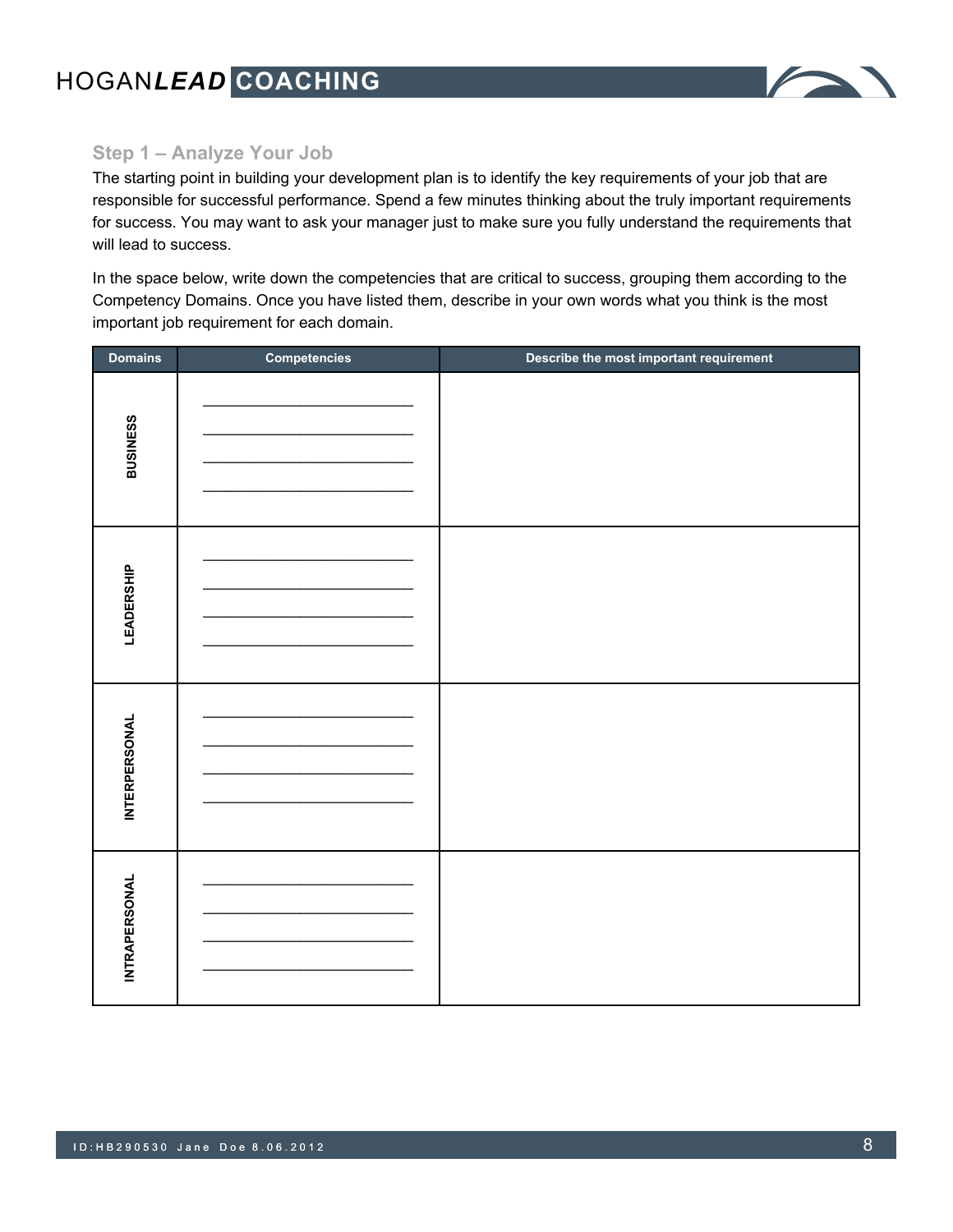## Step 1 – Analyze Your Job

The starting point in building your development plan is to identify the key requirements of your job that are responsible for successful performance. Spend a few minutes thinking about the truly important requirements for success. You may want to ask your manager just to make sure you fully understand the requirements that will lead to success.

In the space below, write down the competencies that are critical to success, grouping them according to the Competency Domains. Once you have listed them, describe in your own words what you think is the most important job requirement for each domain.

| Domains | Competencies | Describe the most important requirement |
|---|---|---|
| BUSINESS | ____________________<br>____________________<br>____________________<br>____________________ | |
| LEADERSHIP | ____________________<br>____________________<br>____________________<br>____________________ | |
| INTERPERSONAL | ____________________<br>____________________<br>____________________<br>____________________ | |
| INTRAPERSONAL | ____________________<br>____________________<br>____________________<br>____________________ | |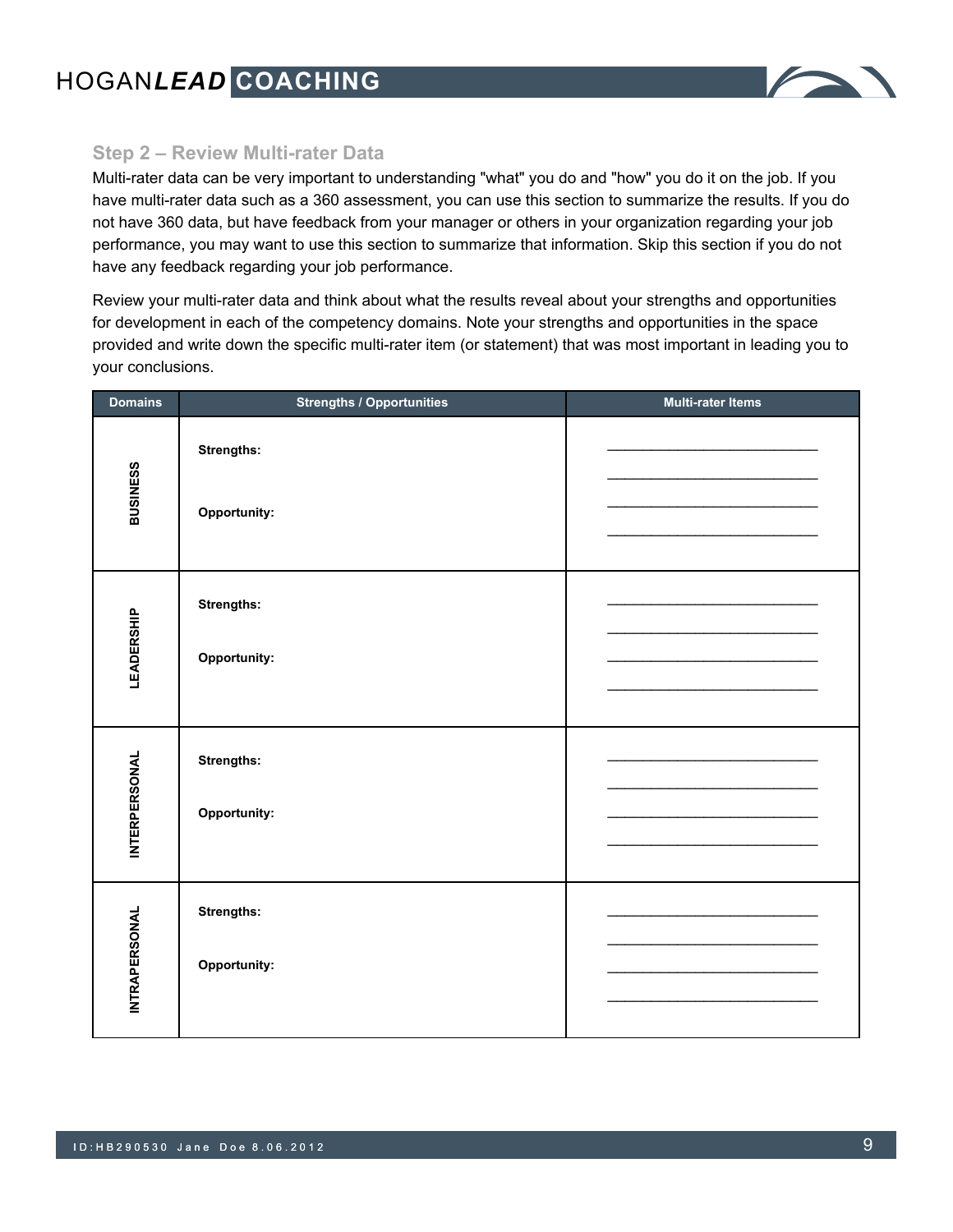## Step 2 – Review Multi-rater Data

Multi-rater data can be very important to understanding "what" you do and "how" you do it on the job. If you have multi-rater data such as a 360 assessment, you can use this section to summarize the results. If you do not have 360 data, but have feedback from your manager or others in your organization regarding your job performance, you may want to use this section to summarize that information. Skip this section if you do not have any feedback regarding your job performance.

Review your multi-rater data and think about what the results reveal about your strengths and opportunities for development in each of the competency domains. Note your strengths and opportunities in the space provided and write down the specific multi-rater item (or statement) that was most important in leading you to your conclusions.

| Domains | Strengths / Opportunities | Multi-rater Items |
|---|---|---|
| BUSINESS | **Strengths:**<br><br>**Opportunity:** | ____________________<br>____________________<br>____________________<br>____________________ |
| LEADERSHIP | **Strengths:**<br><br>**Opportunity:** | ____________________<br>____________________<br>____________________<br>____________________ |
| INTERPERSONAL | **Strengths:**<br><br>**Opportunity:** | ____________________<br>____________________<br>____________________<br>____________________ |
| INTRAPERSONAL | **Strengths:**<br><br>**Opportunity:** | ____________________<br>____________________<br>____________________<br>____________________ |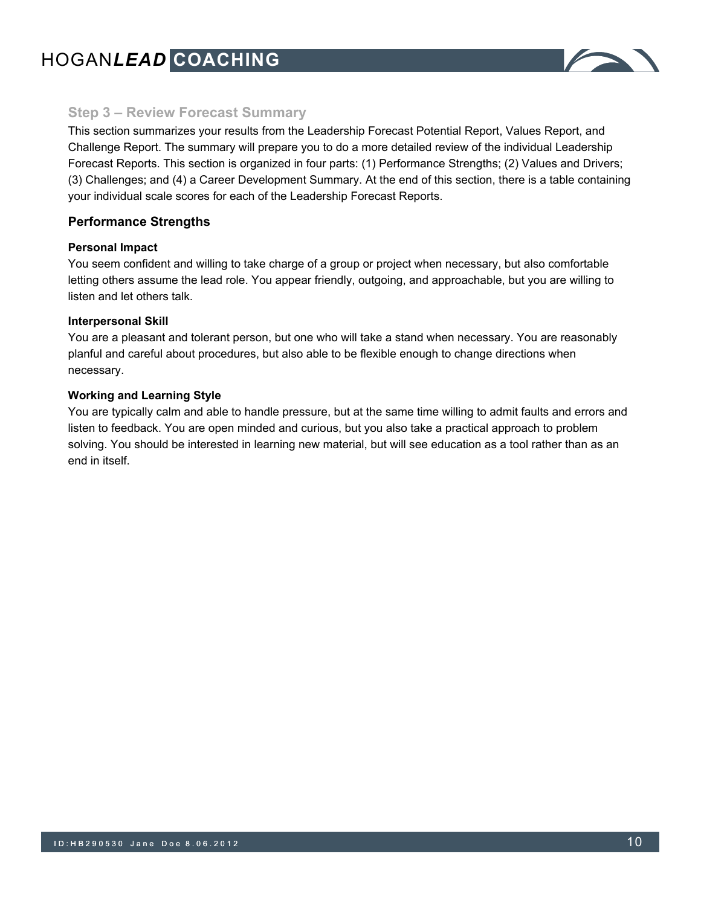## Step 3 – Review Forecast Summary

This section summarizes your results from the Leadership Forecast Potential Report, Values Report, and Challenge Report. The summary will prepare you to do a more detailed review of the individual Leadership Forecast Reports. This section is organized in four parts: (1) Performance Strengths; (2) Values and Drivers; (3) Challenges; and (4) a Career Development Summary. At the end of this section, there is a table containing your individual scale scores for each of the Leadership Forecast Reports.

### Performance Strengths

#### Personal Impact

You seem confident and willing to take charge of a group or project when necessary, but also comfortable letting others assume the lead role. You appear friendly, outgoing, and approachable, but you are willing to listen and let others talk.

#### Interpersonal Skill

You are a pleasant and tolerant person, but one who will take a stand when necessary. You are reasonably planful and careful about procedures, but also able to be flexible enough to change directions when necessary.

#### Working and Learning Style

You are typically calm and able to handle pressure, but at the same time willing to admit faults and errors and listen to feedback. You are open minded and curious, but you also take a practical approach to problem solving. You should be interested in learning new material, but will see education as a tool rather than as an end in itself.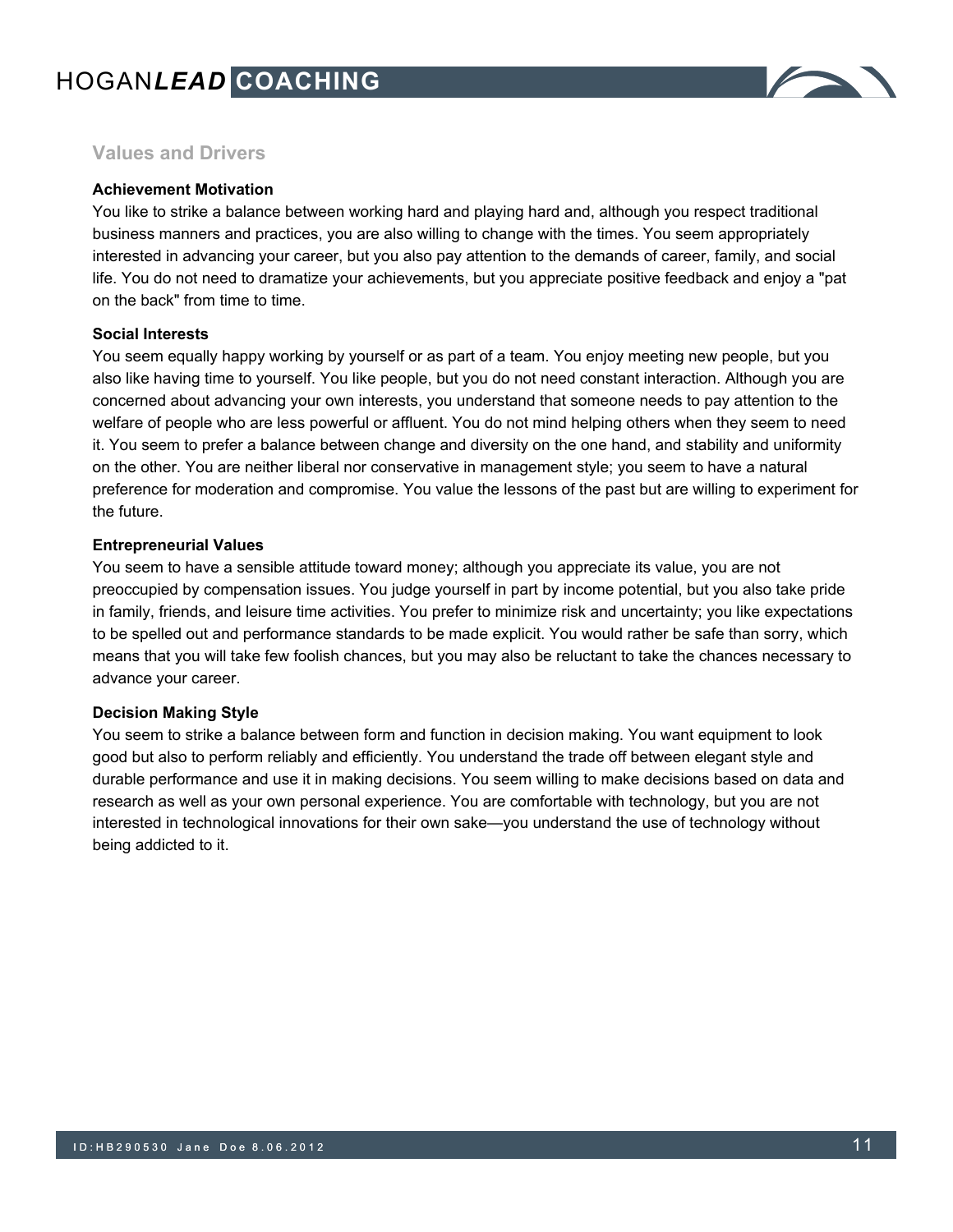## Values and Drivers

### Achievement Motivation

You like to strike a balance between working hard and playing hard and, although you respect traditional business manners and practices, you are also willing to change with the times. You seem appropriately interested in advancing your career, but you also pay attention to the demands of career, family, and social life. You do not need to dramatize your achievements, but you appreciate positive feedback and enjoy a "pat on the back" from time to time.

### Social Interests

You seem equally happy working by yourself or as part of a team. You enjoy meeting new people, but you also like having time to yourself. You like people, but you do not need constant interaction. Although you are concerned about advancing your own interests, you understand that someone needs to pay attention to the welfare of people who are less powerful or affluent. You do not mind helping others when they seem to need it. You seem to prefer a balance between change and diversity on the one hand, and stability and uniformity on the other. You are neither liberal nor conservative in management style; you seem to have a natural preference for moderation and compromise. You value the lessons of the past but are willing to experiment for the future.

### Entrepreneurial Values

You seem to have a sensible attitude toward money; although you appreciate its value, you are not preoccupied by compensation issues. You judge yourself in part by income potential, but you also take pride in family, friends, and leisure time activities. You prefer to minimize risk and uncertainty; you like expectations to be spelled out and performance standards to be made explicit. You would rather be safe than sorry, which means that you will take few foolish chances, but you may also be reluctant to take the chances necessary to advance your career.

### Decision Making Style

You seem to strike a balance between form and function in decision making. You want equipment to look good but also to perform reliably and efficiently. You understand the trade off between elegant style and durable performance and use it in making decisions. You seem willing to make decisions based on data and research as well as your own personal experience. You are comfortable with technology, but you are not interested in technological innovations for their own sake—you understand the use of technology without being addicted to it.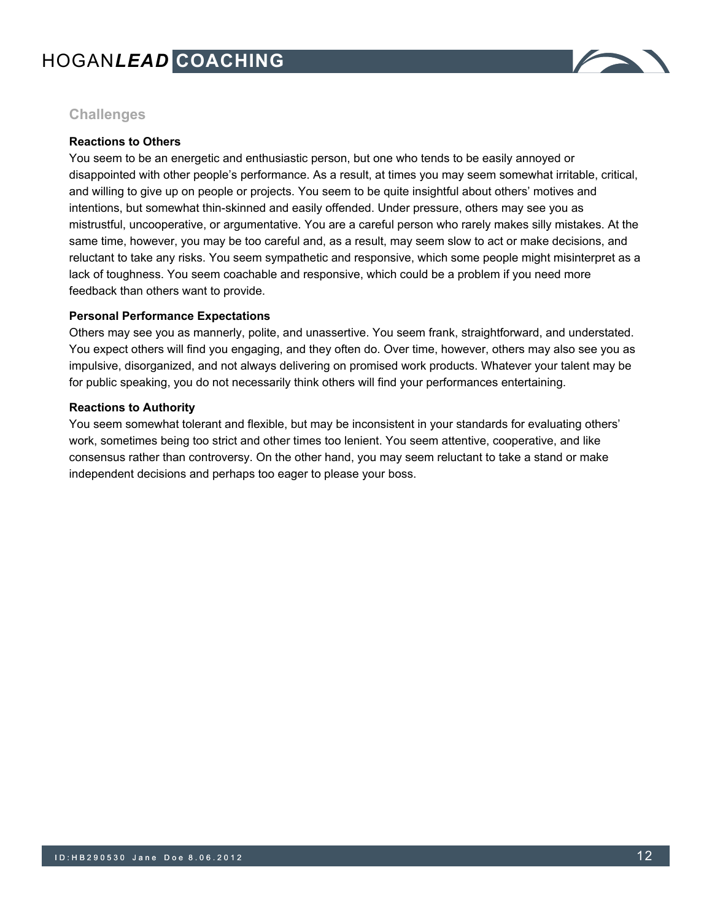## Challenges

**Reactions to Others**

You seem to be an energetic and enthusiastic person, but one who tends to be easily annoyed or disappointed with other people's performance. As a result, at times you may seem somewhat irritable, critical, and willing to give up on people or projects. You seem to be quite insightful about others' motives and intentions, but somewhat thin-skinned and easily offended. Under pressure, others may see you as mistrustful, uncooperative, or argumentative. You are a careful person who rarely makes silly mistakes. At the same time, however, you may be too careful and, as a result, may seem slow to act or make decisions, and reluctant to take any risks. You seem sympathetic and responsive, which some people might misinterpret as a lack of toughness. You seem coachable and responsive, which could be a problem if you need more feedback than others want to provide.

**Personal Performance Expectations**

Others may see you as mannerly, polite, and unassertive. You seem frank, straightforward, and understated. You expect others will find you engaging, and they often do. Over time, however, others may also see you as impulsive, disorganized, and not always delivering on promised work products. Whatever your talent may be for public speaking, you do not necessarily think others will find your performances entertaining.

**Reactions to Authority**

You seem somewhat tolerant and flexible, but may be inconsistent in your standards for evaluating others' work, sometimes being too strict and other times too lenient. You seem attentive, cooperative, and like consensus rather than controversy. On the other hand, you may seem reluctant to take a stand or make independent decisions and perhaps too eager to please your boss.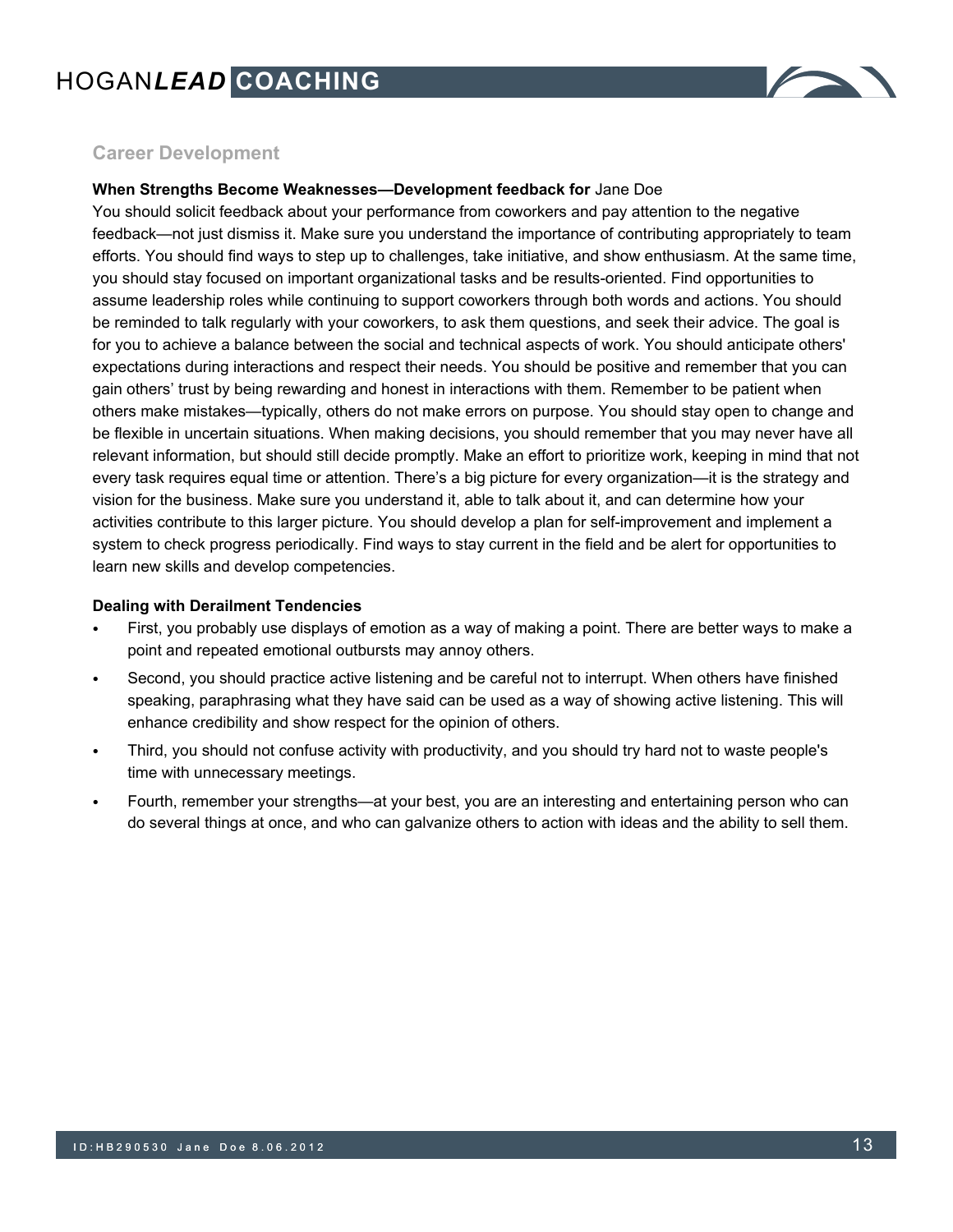## Career Development

**When Strengths Become Weaknesses—Development feedback for** Jane Doe

You should solicit feedback about your performance from coworkers and pay attention to the negative feedback—not just dismiss it. Make sure you understand the importance of contributing appropriately to team efforts. You should find ways to step up to challenges, take initiative, and show enthusiasm. At the same time, you should stay focused on important organizational tasks and be results-oriented. Find opportunities to assume leadership roles while continuing to support coworkers through both words and actions. You should be reminded to talk regularly with your coworkers, to ask them questions, and seek their advice. The goal is for you to achieve a balance between the social and technical aspects of work. You should anticipate others' expectations during interactions and respect their needs. You should be positive and remember that you can gain others' trust by being rewarding and honest in interactions with them. Remember to be patient when others make mistakes—typically, others do not make errors on purpose. You should stay open to change and be flexible in uncertain situations. When making decisions, you should remember that you may never have all relevant information, but should still decide promptly. Make an effort to prioritize work, keeping in mind that not every task requires equal time or attention. There's a big picture for every organization—it is the strategy and vision for the business. Make sure you understand it, able to talk about it, and can determine how your activities contribute to this larger picture. You should develop a plan for self-improvement and implement a system to check progress periodically. Find ways to stay current in the field and be alert for opportunities to learn new skills and develop competencies.

**Dealing with Derailment Tendencies**

- First, you probably use displays of emotion as a way of making a point. There are better ways to make a point and repeated emotional outbursts may annoy others.
- Second, you should practice active listening and be careful not to interrupt. When others have finished speaking, paraphrasing what they have said can be used as a way of showing active listening. This will enhance credibility and show respect for the opinion of others.
- Third, you should not confuse activity with productivity, and you should try hard not to waste people's time with unnecessary meetings.
- Fourth, remember your strengths—at your best, you are an interesting and entertaining person who can do several things at once, and who can galvanize others to action with ideas and the ability to sell them.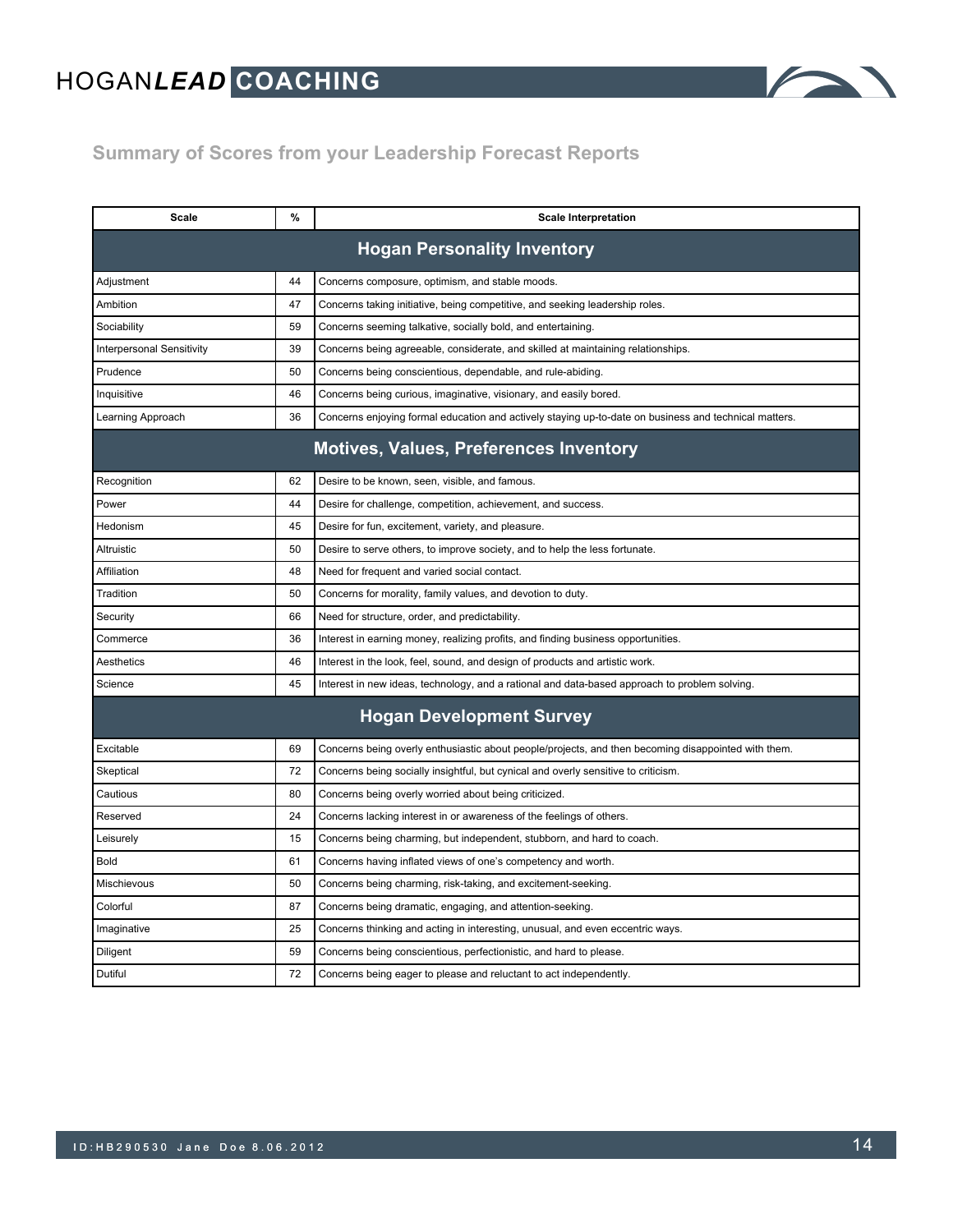## Summary of Scores from your Leadership Forecast Reports

| Scale | % | Scale Interpretation |
|---|---|---|
| **Hogan Personality Inventory** | | |
| Adjustment | 44 | Concerns composure, optimism, and stable moods. |
| Ambition | 47 | Concerns taking initiative, being competitive, and seeking leadership roles. |
| Sociability | 59 | Concerns seeming talkative, socially bold, and entertaining. |
| Interpersonal Sensitivity | 39 | Concerns being agreeable, considerate, and skilled at maintaining relationships. |
| Prudence | 50 | Concerns being conscientious, dependable, and rule-abiding. |
| Inquisitive | 46 | Concerns being curious, imaginative, visionary, and easily bored. |
| Learning Approach | 36 | Concerns enjoying formal education and actively staying up-to-date on business and technical matters. |
| **Motives, Values, Preferences Inventory** | | |
| Recognition | 62 | Desire to be known, seen, visible, and famous. |
| Power | 44 | Desire for challenge, competition, achievement, and success. |
| Hedonism | 45 | Desire for fun, excitement, variety, and pleasure. |
| Altruistic | 50 | Desire to serve others, to improve society, and to help the less fortunate. |
| Affiliation | 48 | Need for frequent and varied social contact. |
| Tradition | 50 | Concerns for morality, family values, and devotion to duty. |
| Security | 66 | Need for structure, order, and predictability. |
| Commerce | 36 | Interest in earning money, realizing profits, and finding business opportunities. |
| Aesthetics | 46 | Interest in the look, feel, sound, and design of products and artistic work. |
| Science | 45 | Interest in new ideas, technology, and a rational and data-based approach to problem solving. |
| **Hogan Development Survey** | | |
| Excitable | 69 | Concerns being overly enthusiastic about people/projects, and then becoming disappointed with them. |
| Skeptical | 72 | Concerns being socially insightful, but cynical and overly sensitive to criticism. |
| Cautious | 80 | Concerns being overly worried about being criticized. |
| Reserved | 24 | Concerns lacking interest in or awareness of the feelings of others. |
| Leisurely | 15 | Concerns being charming, but independent, stubborn, and hard to coach. |
| Bold | 61 | Concerns having inflated views of one's competency and worth. |
| Mischievous | 50 | Concerns being charming, risk-taking, and excitement-seeking. |
| Colorful | 87 | Concerns being dramatic, engaging, and attention-seeking. |
| Imaginative | 25 | Concerns thinking and acting in interesting, unusual, and even eccentric ways. |
| Diligent | 59 | Concerns being conscientious, perfectionistic, and hard to please. |
| Dutiful | 72 | Concerns being eager to please and reluctant to act independently. |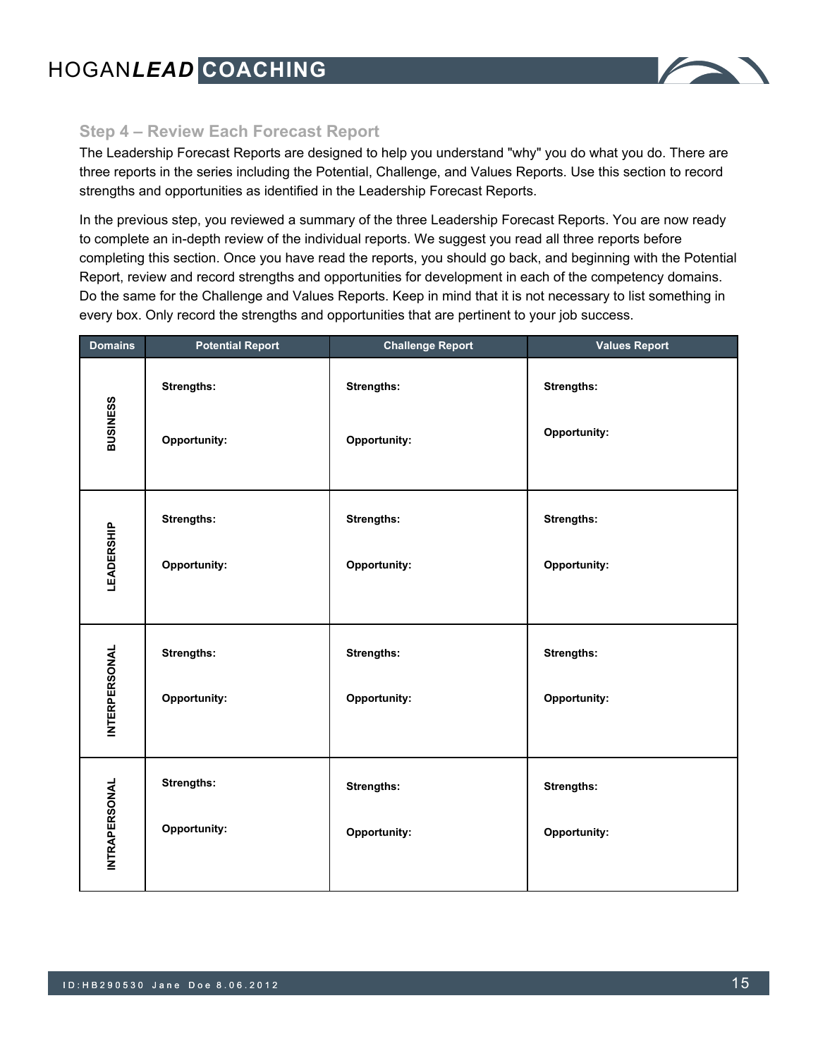### Step 4 – Review Each Forecast Report

The Leadership Forecast Reports are designed to help you understand "why" you do what you do. There are three reports in the series including the Potential, Challenge, and Values Reports. Use this section to record strengths and opportunities as identified in the Leadership Forecast Reports.

In the previous step, you reviewed a summary of the three Leadership Forecast Reports. You are now ready to complete an in-depth review of the individual reports. We suggest you read all three reports before completing this section. Once you have read the reports, you should go back, and beginning with the Potential Report, review and record strengths and opportunities for development in each of the competency domains. Do the same for the Challenge and Values Reports. Keep in mind that it is not necessary to list something in every box. Only record the strengths and opportunities that are pertinent to your job success.

| Domains | Potential Report | Challenge Report | Values Report |
|---|---|---|---|
| **BUSINESS** | **Strengths:**<br><br>**Opportunity:** | **Strengths:**<br><br>**Opportunity:** | **Strengths:**<br><br>**Opportunity:** |
| **LEADERSHIP** | **Strengths:**<br><br>**Opportunity:** | **Strengths:**<br><br>**Opportunity:** | **Strengths:**<br><br>**Opportunity:** |
| **INTERPERSONAL** | **Strengths:**<br><br>**Opportunity:** | **Strengths:**<br><br>**Opportunity:** | **Strengths:**<br><br>**Opportunity:** |
| **INTRAPERSONAL** | **Strengths:**<br><br>**Opportunity:** | **Strengths:**<br><br>**Opportunity:** | **Strengths:**<br><br>**Opportunity:** |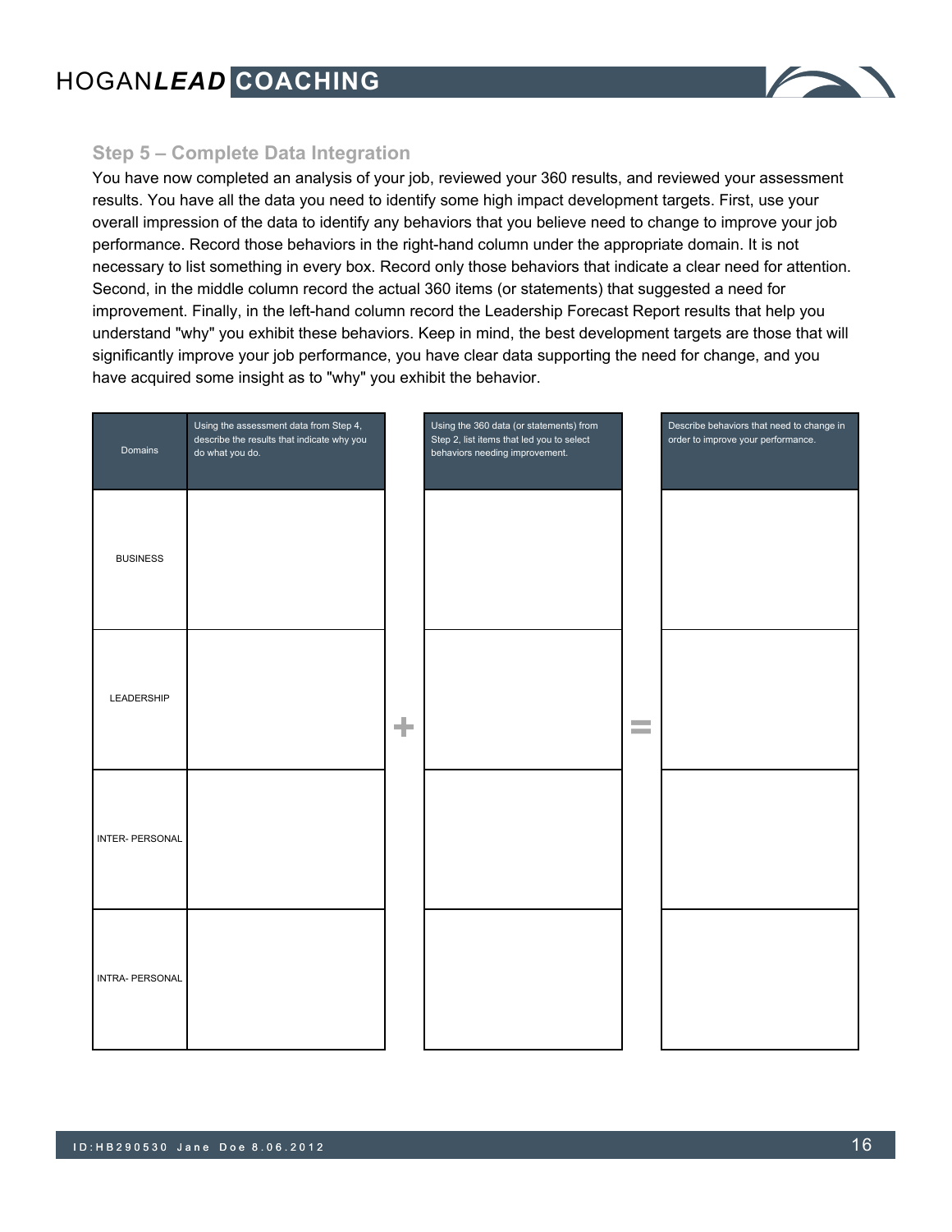## Step 5 – Complete Data Integration

You have now completed an analysis of your job, reviewed your 360 results, and reviewed your assessment results. You have all the data you need to identify some high impact development targets. First, use your overall impression of the data to identify any behaviors that you believe need to change to improve your job performance. Record those behaviors in the right-hand column under the appropriate domain. It is not necessary to list something in every box. Record only those behaviors that indicate a clear need for attention. Second, in the middle column record the actual 360 items (or statements) that suggested a need for improvement. Finally, in the left-hand column record the Leadership Forecast Report results that help you understand "why" you exhibit these behaviors. Keep in mind, the best development targets are those that will significantly improve your job performance, you have clear data supporting the need for change, and you have acquired some insight as to "why" you exhibit the behavior.

| Domains | Using the assessment data from Step 4, describe the results that indicate why you do what you do. | + | Using the 360 data (or statements) from Step 2, list items that led you to select behaviors needing improvement. | = | Describe behaviors that need to change in order to improve your performance. |
|---|---|---|---|---|---|
| BUSINESS | | | | | |
| LEADERSHIP | | | | | |
| INTER- PERSONAL | | | | | |
| INTRA- PERSONAL | | | | | |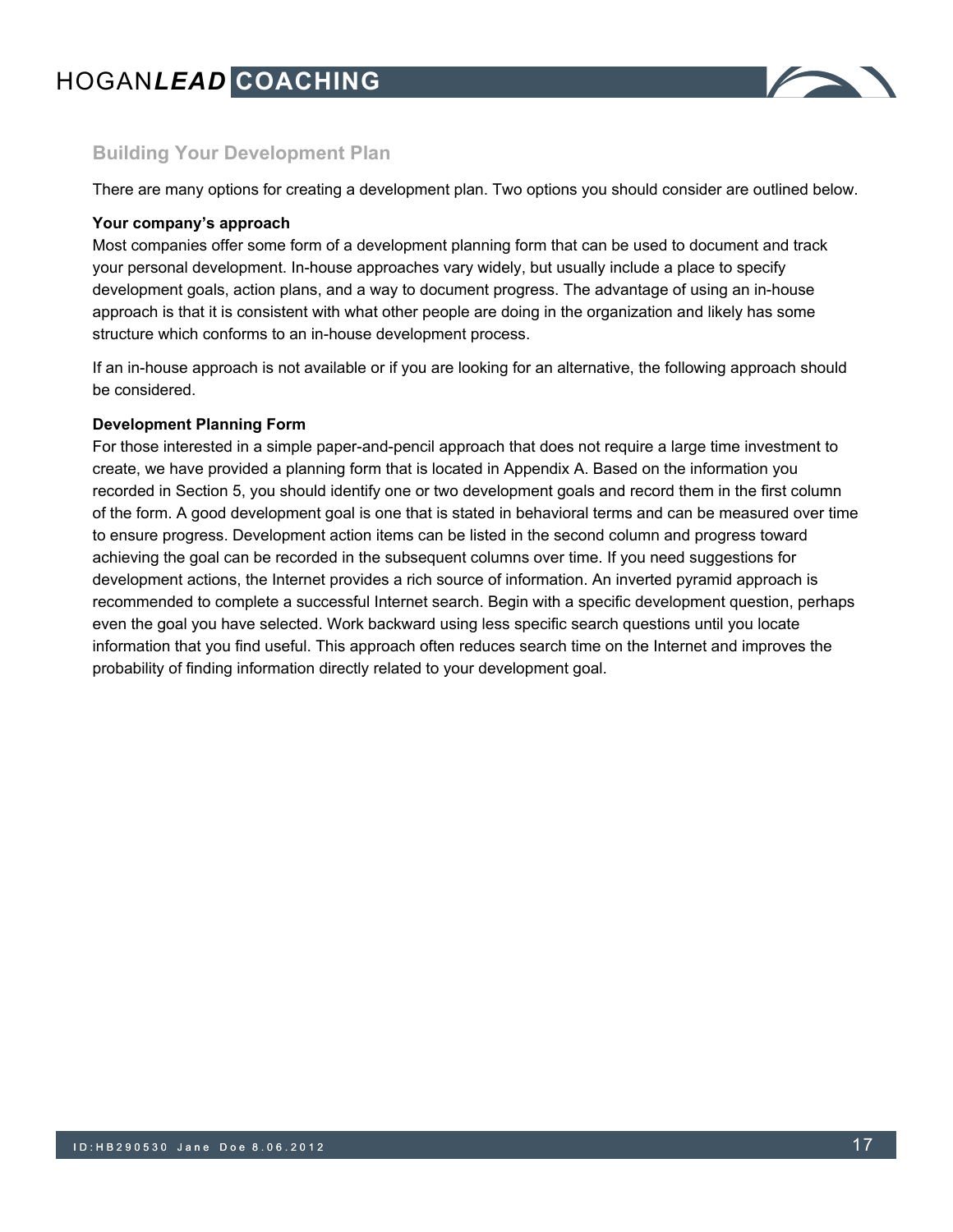## Building Your Development Plan

There are many options for creating a development plan. Two options you should consider are outlined below.

**Your company's approach**

Most companies offer some form of a development planning form that can be used to document and track your personal development. In-house approaches vary widely, but usually include a place to specify development goals, action plans, and a way to document progress. The advantage of using an in-house approach is that it is consistent with what other people are doing in the organization and likely has some structure which conforms to an in-house development process.

If an in-house approach is not available or if you are looking for an alternative, the following approach should be considered.

**Development Planning Form**

For those interested in a simple paper-and-pencil approach that does not require a large time investment to create, we have provided a planning form that is located in Appendix A. Based on the information you recorded in Section 5, you should identify one or two development goals and record them in the first column of the form. A good development goal is one that is stated in behavioral terms and can be measured over time to ensure progress. Development action items can be listed in the second column and progress toward achieving the goal can be recorded in the subsequent columns over time. If you need suggestions for development actions, the Internet provides a rich source of information. An inverted pyramid approach is recommended to complete a successful Internet search. Begin with a specific development question, perhaps even the goal you have selected. Work backward using less specific search questions until you locate information that you find useful. This approach often reduces search time on the Internet and improves the probability of finding information directly related to your development goal.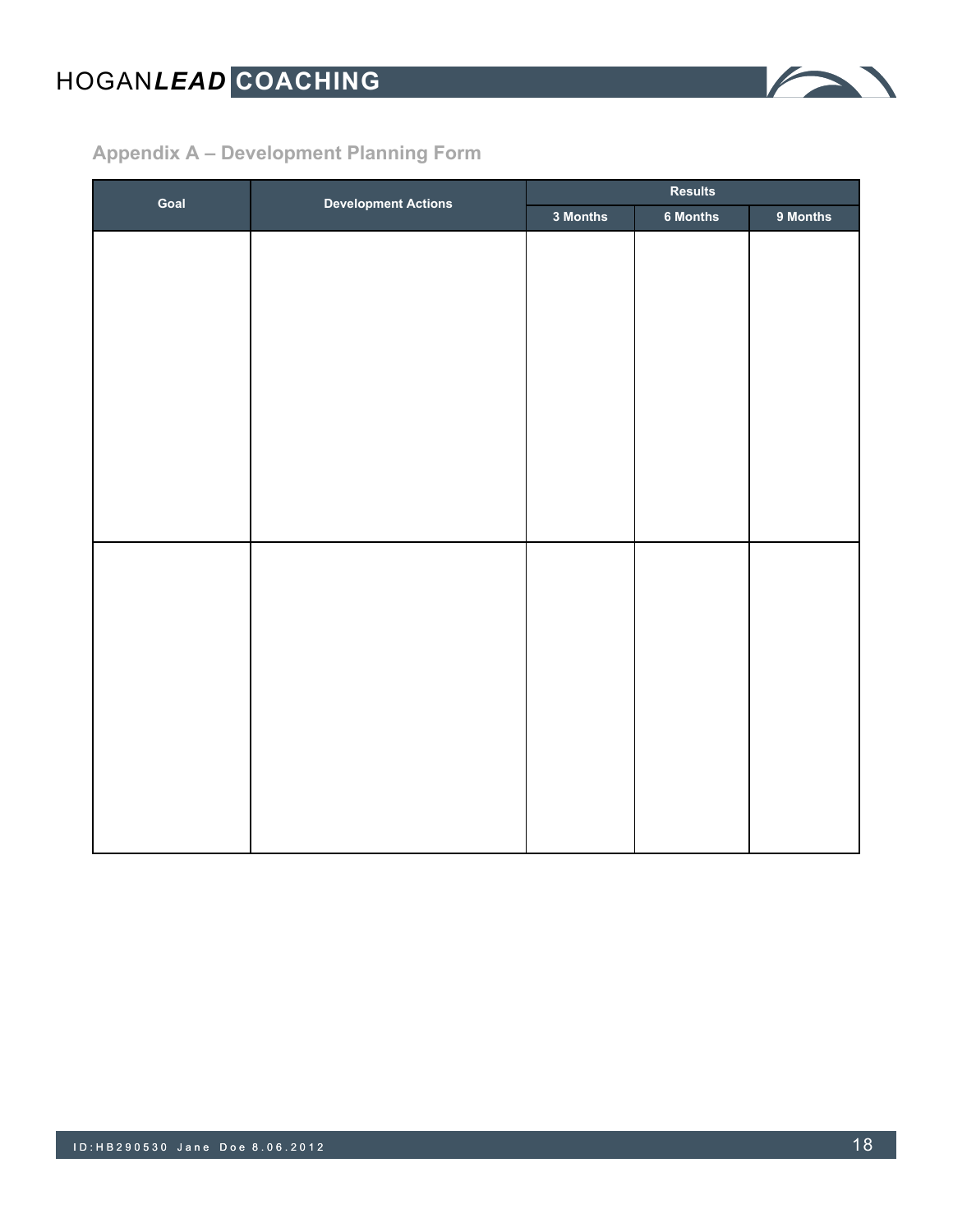## Appendix A – Development Planning Form

| Goal | Development Actions | Results | | |
|---|---|---|---|---|
| | | 3 Months | 6 Months | 9 Months |
| | | | | |
| | | | | |